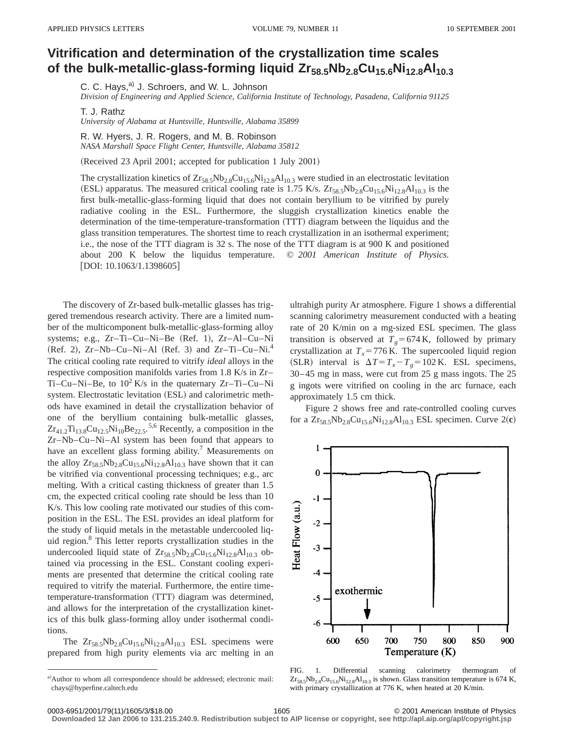# Vitrification and determination of the crystallization time scales of the bulk-metallic-glass-forming liquid $Zr_{58.5}Nb_{2.8}Cu_{15.6}Ni_{12.8}Al_{10.3}$

C. C. Hays,[a] J. Schroers, and W. L. Johnson
*Division of Engineering and Applied Science, California Institute of Technology, Pasadena, California 91125*

T. J. Rathz
*University of Alabama at Huntsville, Huntsville, Alabama 35899*

R. W. Hyers, J. R. Rogers, and M. B. Robinson
*NASA Marshall Space Flight Center, Huntsville, Alabama 35812*

(Received 23 April 2001; accepted for publication 1 July 2001)

The crystallization kinetics of $Zr_{58.5}Nb_{2.8}Cu_{15.6}Ni_{12.8}Al_{10.3}$ were studied in an electrostatic levitation (ESL) apparatus. The measured critical cooling rate is 1.75 K/s. $Zr_{58.5}Nb_{2.8}Cu_{15.6}Ni_{12.8}Al_{10.3}$ is the first bulk-metallic-glass-forming liquid that does not contain beryllium to be vitrified by purely radiative cooling in the ESL. Furthermore, the sluggish crystallization kinetics enable the determination of the time-temperature-transformation (TTT) diagram between the liquidus and the glass transition temperatures. The shortest time to reach crystallization in an isothermal experiment; i.e., the nose of the TTT diagram is 32 s. The nose of the TTT diagram is at 900 K and positioned about 200 K below the liquidus temperature. © *2001 American Institute of Physics.* [DOI: 10.1063/1.1398605]

The discovery of Zr-based bulk-metallic glasses has triggered tremendous research activity. There are a limited number of the multicomponent bulk-metallic-glass-forming alloy systems; e.g., Zr–Ti–Cu–Ni–Be (Ref. 1), Zr–Al–Cu–Ni (Ref. 2), Zr–Nb–Cu–Ni–Al (Ref. 3) and Zr–Ti–Cu–Ni.[4] The critical cooling rate required to vitrify *ideal* alloys in the respective composition manifolds varies from 1.8 K/s in Zr–Ti–Cu–Ni–Be, to $10^2$ K/s in the quaternary Zr–Ti–Cu–Ni system. Electrostatic levitation (ESL) and calorimetric methods have examined in detail the crystallization behavior of one of the beryllium containing bulk-metallic glasses, $Zr_{41.2}Ti_{13.8}Cu_{12.5}Ni_{10}Be_{22.5}$.[5,6] Recently, a composition in the Zr–Nb–Cu–Ni–Al system has been found that appears to have an excellent glass forming ability.[7] Measurements on the alloy $Zr_{58.5}Nb_{2.8}Cu_{15.6}Ni_{12.8}Al_{10.3}$ have shown that it can be vitrified via conventional processing techniques; e.g., arc melting. With a critical casting thickness of greater than 1.5 cm, the expected critical cooling rate should be less than 10 K/s. This low cooling rate motivated our studies of this composition in the ESL. The ESL provides an ideal platform for the study of liquid metals in the metastable undercooled liquid region.[8] This letter reports crystallization studies in the undercooled liquid state of $Zr_{58.5}Nb_{2.8}Cu_{15.6}Ni_{12.8}Al_{10.3}$ obtained via processing in the ESL. Constant cooling experiments are presented that determine the critical cooling rate required to vitrify the material. Furthermore, the entire time-temperature-transformation (TTT) diagram was determined, and allows for the interpretation of the crystallization kinetics of this bulk glass-forming alloy under isothermal conditions.

The $Zr_{58.5}Nb_{2.8}Cu_{15.6}Ni_{12.8}Al_{10.3}$ ESL specimens were prepared from high purity elements via arc melting in an ultrahigh purity Ar atmosphere. Figure 1 shows a differential scanning calorimetry measurement conducted with a heating rate of 20 K/min on a mg-sized ESL specimen. The glass transition is observed at $T_g = 674$ K, followed by primary crystallization at $T_x = 776$ K. The supercooled liquid region (SLR) interval is $\Delta T = T_x - T_g = 102$ K. ESL specimens, 30–45 mg in mass, were cut from 25 g mass ingots. The 25 g ingots were vitrified on cooling in the arc furnace, each approximately 1.5 cm thick.

Figure 2 shows free and rate-controlled cooling curves for a $Zr_{58.5}Nb_{2.8}Cu_{15.6}Ni_{12.8}Al_{10.3}$ ESL specimen. Curve 2(**c**)

FIG. 1. Differential scanning calorimetry thermogram of $Zr_{58.5}Nb_{2.8}Cu_{15.6}Ni_{12.8}Al_{10.3}$ is shown. Glass transition temperature is 674 K, with primary crystallization at 776 K, when heated at 20 K/min.

[a]Author to whom all correspondence should be addressed; electronic mail: chays@hyperfine.caltech.edu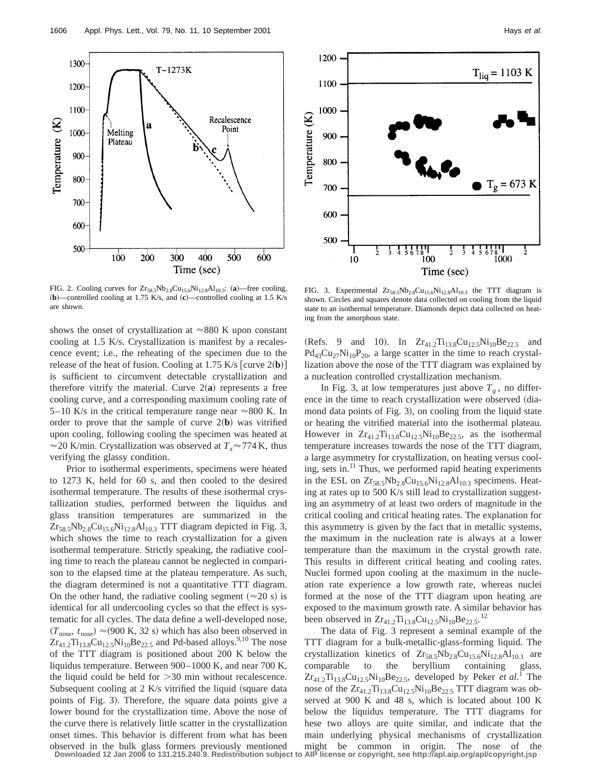FIG. 2. Cooling curves for $Zr_{58.5}Nb_{2.8}Cu_{15.6}Ni_{12.8}Al_{10.3}$: (**a**)—free cooling, (**b**)—controlled cooling at 1.75 K/s, and (**c**)—controlled cooling at 1.5 K/s are shown.

FIG. 3. Experimental $Zr_{58.5}Nb_{2.8}Cu_{15.6}Ni_{12.8}Al_{10.3}$ the TTT diagram is shown. Circles and squares denote data collected on cooling from the liquid state to an isothermal temperature. Diamonds depict data collected on heating from the amorphous state.

shows the onset of crystallization at ≈880 K upon constant cooling at 1.5 K/s. Crystallization is manifest by a recalescence event; i.e., the reheating of the specimen due to the release of the heat of fusion. Cooling at 1.75 K/s [curve 2(**b**)] is sufficient to circumvent detectable crystallization and therefore vitrify the material. Curve 2(**a**) represents a free cooling curve, and a corresponding maximum cooling rate of 5–10 K/s in the critical temperature range near ≈800 K. In order to prove that the sample of curve 2(**b**) was vitrified upon cooling, following cooling the specimen was heated at ≈20 K/min. Crystallization was observed at $T_x \approx 774$ K, thus verifying the glassy condition.

Prior to isothermal experiments, specimens were heated to 1273 K, held for 60 s, and then cooled to the desired isothermal temperature. The results of these isothermal crystallization studies, performed between the liquidus and glass transition temperatures are summarized in the $Zr_{58.5}Nb_{2.8}Cu_{15.6}Ni_{12.8}Al_{10.3}$ TTT diagram depicted in Fig. 3, which shows the time to reach crystallization for a given isothermal temperature. Strictly speaking, the radiative cooling time to reach the plateau cannot be neglected in comparison to the elapsed time at the plateau temperature. As such, the diagram determined is not a quantitative TTT diagram. On the other hand, the radiative cooling segment (≈20 s) is identical for all undercooling cycles so that the effect is systematic for all cycles. The data define a well-developed nose, $(T_{\text{nose}}, t_{\text{nose}}) \approx (900\text{ K}, 32\text{ s})$ which has also been observed in $Zr_{41.2}Ti_{13.8}Cu_{12.5}Ni_{10}Be_{22.5}$ and Pd-based alloys.[9,10] The nose of the TTT diagram is positioned about 200 K below the liquidus temperature. Between 900–1000 K, and near 700 K, the liquid could be held for >30 min without recalescence. Subsequent cooling at 2 K/s vitrified the liquid (square data points of Fig. 3). Therefore, the square data points give a lower bound for the crystallization time. Above the nose of the curve there is relatively little scatter in the crystallization onset times. This behavior is different from what has been observed in the bulk glass formers previously mentioned (Refs. 9 and 10). In $Zr_{41.2}Ti_{13.8}Cu_{12.5}Ni_{10}Be_{22.5}$ and $Pd_{43}Cu_{27}Ni_{10}P_{20}$, a large scatter in the time to reach crystallization above the nose of the TTT diagram was explained by a nucleation controlled crystallization mechanism.

In Fig. 3, at low temperatures just above $T_g$, no difference in the time to reach crystallization were observed (diamond data points of Fig. 3), on cooling from the liquid state or heating the vitrified material into the isothermal plateau. However in $Zr_{41.2}Ti_{13.8}Cu_{12.5}Ni_{10}Be_{22.5}$, as the isothermal temperature increases towards the nose of the TTT diagram, a large asymmetry for crystallization, on heating versus cooling, sets in.[11] Thus, we performed rapid heating experiments in the ESL on $Zr_{58.5}Nb_{2.8}Cu_{15.6}Ni_{12.8}Al_{10.3}$ specimens. Heating at rates up to 500 K/s still lead to crystallization suggesting an asymmetry of at least two orders of magnitude in the critical cooling and critical heating rates. The explanation for this asymmetry is given by the fact that in metallic systems, the maximum in the nucleation rate is always at a lower temperature than the maximum in the crystal growth rate. This results in different critical heating and cooling rates. Nuclei formed upon cooling at the maximum in the nucleation rate experience a low growth rate, whereas nuclei formed at the nose of the TTT diagram upon heating are exposed to the maximum growth rate. A similar behavior has been observed in $Zr_{41.2}Ti_{13.8}Cu_{12.5}Ni_{10}Be_{22.5}$.[12]

The data of Fig. 3 represent a seminal example of the TTT diagram for a bulk-metallic-glass-forming liquid. The crystallization kinetics of $Zr_{58.5}Nb_{2.8}Cu_{15.6}Ni_{12.8}Al_{10.3}$ are comparable to the beryllium containing glass, $Zr_{41.2}Ti_{13.8}Cu_{12.5}Ni_{10}Be_{22.5}$, developed by Peker *et al.*[1] The nose of the $Zr_{41.2}Ti_{13.8}Cu_{12.5}Ni_{10}Be_{22.5}$ TTT diagram was observed at 900 K and 48 s, which is located about 100 K below the liquidus temperature. The TTT diagrams for hese two alloys are quite similar, and indicate that the main underlying physical mechanisms of crystallization might be common in origin. The nose of the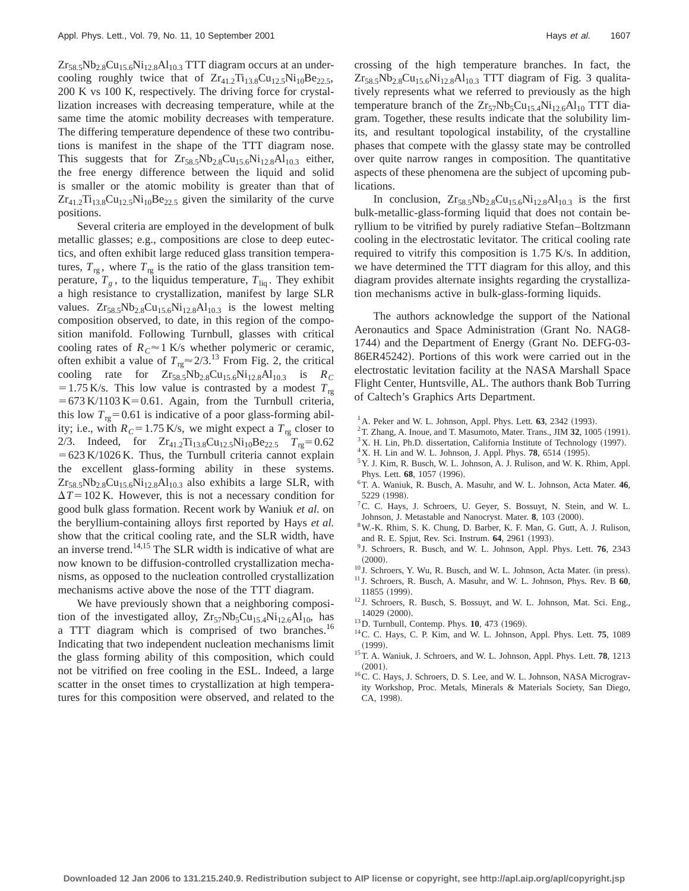$Zr_{58.5}Nb_{2.8}Cu_{15.6}Ni_{12.8}Al_{10.3}$ TTT diagram occurs at an undercooling roughly twice that of $Zr_{41.2}Ti_{13.8}Cu_{12.5}Ni_{10}Be_{22.5}$, 200 K vs 100 K, respectively. The driving force for crystallization increases with decreasing temperature, while at the same time the atomic mobility decreases with temperature. The differing temperature dependence of these two contributions is manifest in the shape of the TTT diagram nose. This suggests that for $Zr_{58.5}Nb_{2.8}Cu_{15.6}Ni_{12.8}Al_{10.3}$ either, the free energy difference between the liquid and solid is smaller or the atomic mobility is greater than that of $Zr_{41.2}Ti_{13.8}Cu_{12.5}Ni_{10}Be_{22.5}$ given the similarity of the curve positions.

Several criteria are employed in the development of bulk metallic glasses; e.g., compositions are close to deep eutectics, and often exhibit large reduced glass transition temperatures, $T_{rg}$, where $T_{rg}$ is the ratio of the glass transition temperature, $T_g$, to the liquidus temperature, $T_{liq}$. They exhibit a high resistance to crystallization, manifest by large SLR values. $Zr_{58.5}Nb_{2.8}Cu_{15.6}Ni_{12.8}Al_{10.3}$ is the lowest melting composition observed, to date, in this region of the composition manifold. Following Turnbull, glasses with critical cooling rates of $R_C \approx 1$ K/s whether polymeric or ceramic, often exhibit a value of $T_{rg} \approx 2/3$.[13] From Fig. 2, the critical cooling rate for $Zr_{58.5}Nb_{2.8}Cu_{15.6}Ni_{12.8}Al_{10.3}$ is $R_C = 1.75$ K/s. This low value is contrasted by a modest $T_{rg} = 673\,\text{K}/1103\,\text{K} = 0.61$. Again, from the Turnbull criteria, this low $T_{rg} = 0.61$ is indicative of a poor glass-forming ability; i.e., with $R_C = 1.75$ K/s, we might expect a $T_{rg}$ closer to 2/3. Indeed, for $Zr_{41.2}Ti_{13.8}Cu_{12.5}Ni_{10}Be_{22.5}$ $T_{rg} = 0.62 = 623\,\text{K}/1026\,\text{K}$. Thus, the Turnbull criteria cannot explain the excellent glass-forming ability in these systems. $Zr_{58.5}Nb_{2.8}Cu_{15.6}Ni_{12.8}Al_{10.3}$ also exhibits a large SLR, with $\Delta T = 102$ K. However, this is not a necessary condition for good bulk glass formation. Recent work by Waniuk *et al.* on the beryllium-containing alloys first reported by Hays *et al.* show that the critical cooling rate, and the SLR width, have an inverse trend.[14,15] The SLR width is indicative of what are now known to be diffusion-controlled crystallization mechanisms, as opposed to the nucleation controlled crystallization mechanisms active above the nose of the TTT diagram.

We have previously shown that a neighboring composition of the investigated alloy, $Zr_{57}Nb_5Cu_{15.4}Ni_{12.6}Al_{10}$, has a TTT diagram which is comprised of two branches.[16] Indicating that two independent nucleation mechanisms limit the glass forming ability of this composition, which could not be vitrified on free cooling in the ESL. Indeed, a large scatter in the onset times to crystallization at high temperatures for this composition were observed, and related to the crossing of the high temperature branches. In fact, the $Zr_{58.5}Nb_{2.8}Cu_{15.6}Ni_{12.8}Al_{10.3}$ TTT diagram of Fig. 3 qualitatively represents what we referred to previously as the high temperature branch of the $Zr_{57}Nb_5Cu_{15.4}Ni_{12.6}Al_{10}$ TTT diagram. Together, these results indicate that the solubility limits, and resultant topological instability, of the crystalline phases that compete with the glassy state may be controlled over quite narrow ranges in composition. The quantitative aspects of these phenomena are the subject of upcoming publications.

In conclusion, $Zr_{58.5}Nb_{2.8}Cu_{15.6}Ni_{12.8}Al_{10.3}$ is the first bulk-metallic-glass-forming liquid that does not contain beryllium to be vitrified by purely radiative Stefan–Boltzmann cooling in the electrostatic levitator. The critical cooling rate required to vitrify this composition is 1.75 K/s. In addition, we have determined the TTT diagram for this alloy, and this diagram provides alternate insights regarding the crystallization mechanisms active in bulk-glass-forming liquids.

The authors acknowledge the support of the National Aeronautics and Space Administration (Grant No. NAG8-1744) and the Department of Energy (Grant No. DEFG-03-86ER45242). Portions of this work were carried out in the electrostatic levitation facility at the NASA Marshall Space Flight Center, Huntsville, AL. The authors thank Bob Turring of Caltech's Graphics Arts Department.

[1] A. Peker and W. L. Johnson, Appl. Phys. Lett. **63**, 2342 (1993).
[2] T. Zhang, A. Inoue, and T. Masumoto, Mater. Trans., JIM **32**, 1005 (1991).
[3] X. H. Lin, Ph.D. dissertation, California Institute of Technology (1997).
[4] X. H. Lin and W. L. Johnson, J. Appl. Phys. **78**, 6514 (1995).
[5] Y. J. Kim, R. Busch, W. L. Johnson, A. J. Rulison, and W. K. Rhim, Appl. Phys. Lett. **68**, 1057 (1996).
[6] T. A. Waniuk, R. Busch, A. Masuhr, and W. L. Johnson, Acta Mater. **46**, 5229 (1998).
[7] C. C. Hays, J. Schroers, U. Geyer, S. Bossuyt, N. Stein, and W. L. Johnson, J. Metastable and Nanocryst. Mater. **8**, 103 (2000).
[8] W.-K. Rhim, S. K. Chung, D. Barber, K. F. Man, G. Gutt, A. J. Rulison, and R. E. Spjut, Rev. Sci. Instrum. **64**, 2961 (1993).
[9] J. Schroers, R. Busch, and W. L. Johnson, Appl. Phys. Lett. **76**, 2343 (2000).
[10] J. Schroers, Y. Wu, R. Busch, and W. L. Johnson, Acta Mater. (in press).
[11] J. Schroers, R. Busch, A. Masuhr, and W. L. Johnson, Phys. Rev. B **60**, 11855 (1999).
[12] J. Schroers, R. Busch, S. Bossuyt, and W. L. Johnson, Mat. Sci. Eng., 14029 (2000).
[13] D. Turnbull, Contemp. Phys. **10**, 473 (1969).
[14] C. C. Hays, C. P. Kim, and W. L. Johnson, Appl. Phys. Lett. **75**, 1089 (1999).
[15] T. A. Waniuk, J. Schroers, and W. L. Johnson, Appl. Phys. Lett. **78**, 1213 (2001).
[16] C. C. Hays, J. Schroers, D. S. Lee, and W. L. Johnson, NASA Microgravity Workshop, Proc. Metals, Minerals & Materials Society, San Diego, CA, 1998).